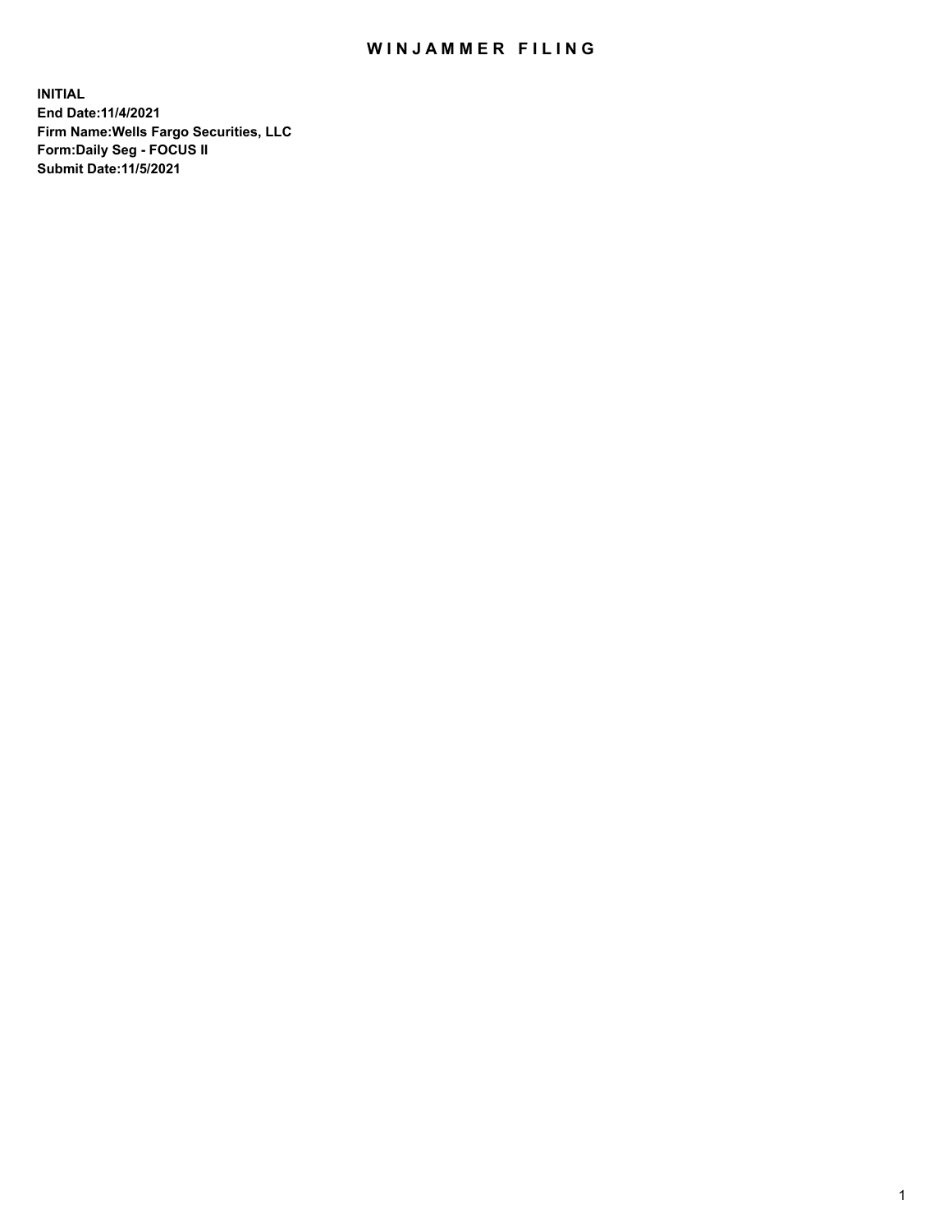# WINJAMMER FILING

**INITIAL**
**End Date:11/4/2021**
**Firm Name:Wells Fargo Securities, LLC**
**Form:Daily Seg - FOCUS II**
**Submit Date:11/5/2021**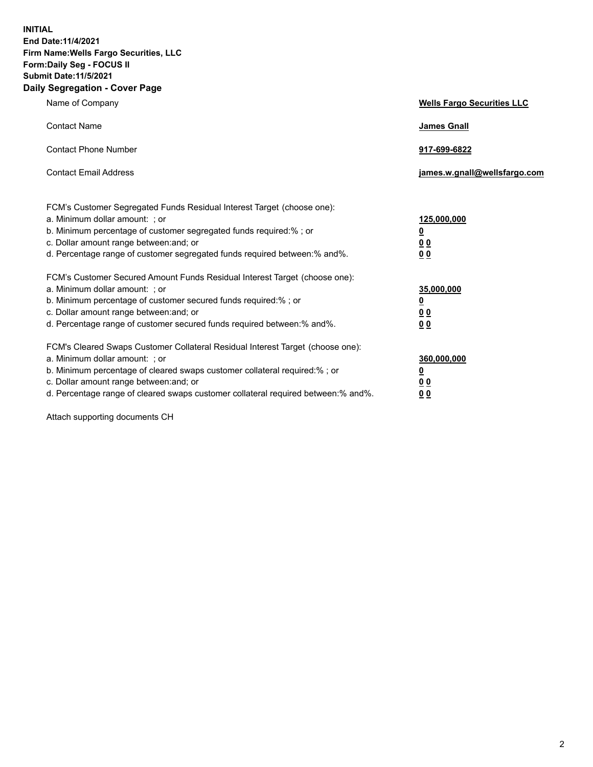**INITIAL**
**End Date:11/4/2021**
**Firm Name:Wells Fargo Securities, LLC**
**Form:Daily Seg - FOCUS II**
**Submit Date:11/5/2021**

## Daily Segregation - Cover Page

| | |
|---|---|
| Name of Company | **Wells Fargo Securities LLC** |
| Contact Name | **James Gnall** |
| Contact Phone Number | **917-699-6822** |
| Contact Email Address | **james.w.gnall@wellsfargo.com** |

FCM's Customer Segregated Funds Residual Interest Target (choose one):

| | |
|---|---|
| a. Minimum dollar amount: ; or | **125,000,000** |
| b. Minimum percentage of customer segregated funds required:% ; or | **0** |
| c. Dollar amount range between:and; or | **0 0** |
| d. Percentage range of customer segregated funds required between:% and%. | **0 0** |

FCM's Customer Secured Amount Funds Residual Interest Target (choose one):

| | |
|---|---|
| a. Minimum dollar amount: ; or | **35,000,000** |
| b. Minimum percentage of customer secured funds required:% ; or | **0** |
| c. Dollar amount range between:and; or | **0 0** |
| d. Percentage range of customer secured funds required between:% and%. | **0 0** |

FCM's Cleared Swaps Customer Collateral Residual Interest Target (choose one):

| | |
|---|---|
| a. Minimum dollar amount: ; or | **360,000,000** |
| b. Minimum percentage of cleared swaps customer collateral required:% ; or | **0** |
| c. Dollar amount range between:and; or | **0 0** |
| d. Percentage range of cleared swaps customer collateral required between:% and%. | **0 0** |

Attach supporting documents CH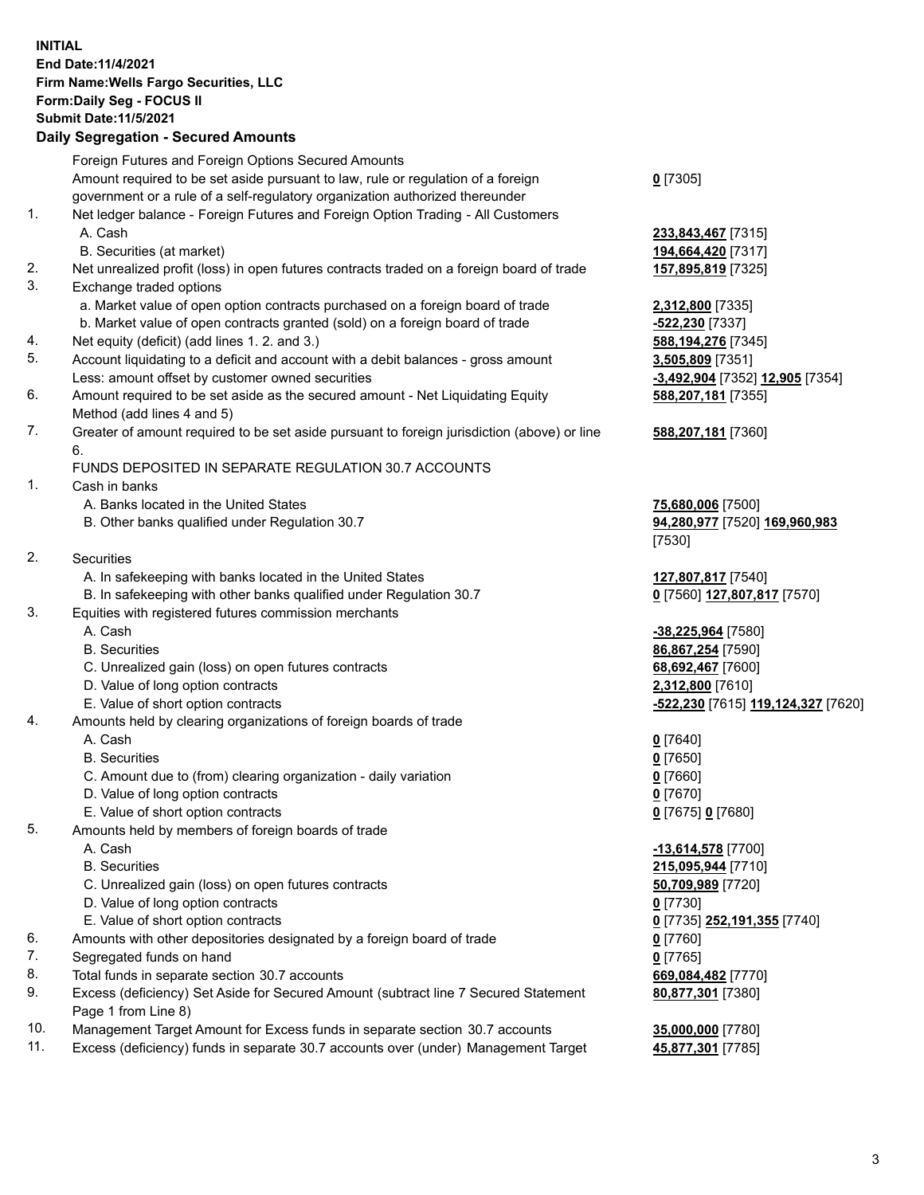**INITIAL**
**End Date:11/4/2021**
**Firm Name:Wells Fargo Securities, LLC**
**Form:Daily Seg - FOCUS II**
**Submit Date:11/5/2021**

## Daily Segregation - Secured Amounts

| | | |
|---|---|---|
| | Foreign Futures and Foreign Options Secured Amounts | |
| | Amount required to be set aside pursuant to law, rule or regulation of a foreign government or a rule of a self-regulatory organization authorized thereunder | **0** [7305] |
| 1. | Net ledger balance - Foreign Futures and Foreign Option Trading - All Customers | |
| | A. Cash | **233,843,467** [7315] |
| | B. Securities (at market) | **194,664,420** [7317] |
| 2. | Net unrealized profit (loss) in open futures contracts traded on a foreign board of trade | **157,895,819** [7325] |
| 3. | Exchange traded options | |
| | a. Market value of open option contracts purchased on a foreign board of trade | **2,312,800** [7335] |
| | b. Market value of open contracts granted (sold) on a foreign board of trade | **-522,230** [7337] |
| 4. | Net equity (deficit) (add lines 1. 2. and 3.) | **588,194,276** [7345] |
| 5. | Account liquidating to a deficit and account with a debit balances - gross amount | **3,505,809** [7351] |
| | Less: amount offset by customer owned securities | **-3,492,904** [7352] **12,905** [7354] |
| 6. | Amount required to be set aside as the secured amount - Net Liquidating Equity Method (add lines 4 and 5) | **588,207,181** [7355] |
| 7. | Greater of amount required to be set aside pursuant to foreign jurisdiction (above) or line 6. | **588,207,181** [7360] |
| | FUNDS DEPOSITED IN SEPARATE REGULATION 30.7 ACCOUNTS | |
| 1. | Cash in banks | |
| | A. Banks located in the United States | **75,680,006** [7500] |
| | B. Other banks qualified under Regulation 30.7 | **94,280,977** [7520] **169,960,983** [7530] |
| 2. | Securities | |
| | A. In safekeeping with banks located in the United States | **127,807,817** [7540] |
| | B. In safekeeping with other banks qualified under Regulation 30.7 | **0** [7560] **127,807,817** [7570] |
| 3. | Equities with registered futures commission merchants | |
| | A. Cash | **-38,225,964** [7580] |
| | B. Securities | **86,867,254** [7590] |
| | C. Unrealized gain (loss) on open futures contracts | **68,692,467** [7600] |
| | D. Value of long option contracts | **2,312,800** [7610] |
| | E. Value of short option contracts | **-522,230** [7615] **119,124,327** [7620] |
| 4. | Amounts held by clearing organizations of foreign boards of trade | |
| | A. Cash | **0** [7640] |
| | B. Securities | **0** [7650] |
| | C. Amount due to (from) clearing organization - daily variation | **0** [7660] |
| | D. Value of long option contracts | **0** [7670] |
| | E. Value of short option contracts | **0** [7675] **0** [7680] |
| 5. | Amounts held by members of foreign boards of trade | |
| | A. Cash | **-13,614,578** [7700] |
| | B. Securities | **215,095,944** [7710] |
| | C. Unrealized gain (loss) on open futures contracts | **50,709,989** [7720] |
| | D. Value of long option contracts | **0** [7730] |
| | E. Value of short option contracts | **0** [7735] **252,191,355** [7740] |
| 6. | Amounts with other depositories designated by a foreign board of trade | **0** [7760] |
| 7. | Segregated funds on hand | **0** [7765] |
| 8. | Total funds in separate section 30.7 accounts | **669,084,482** [7770] |
| 9. | Excess (deficiency) Set Aside for Secured Amount (subtract line 7 Secured Statement Page 1 from Line 8) | **80,877,301** [7380] |
| 10. | Management Target Amount for Excess funds in separate section 30.7 accounts | **35,000,000** [7780] |
| 11. | Excess (deficiency) funds in separate 30.7 accounts over (under) Management Target | **45,877,301** [7785] |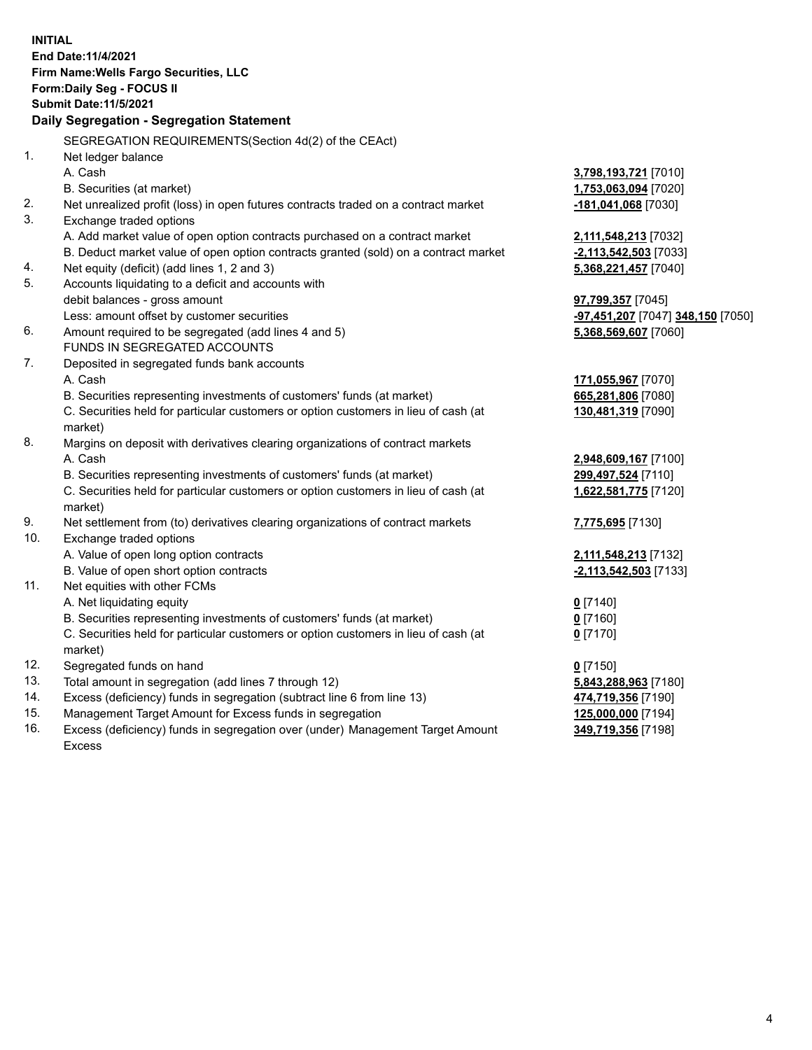**INITIAL**
**End Date:11/4/2021**
**Firm Name:Wells Fargo Securities, LLC**
**Form:Daily Seg - FOCUS II**
**Submit Date:11/5/2021**

## Daily Segregation - Segregation Statement

| | | |
|---|---|---|
| | SEGREGATION REQUIREMENTS(Section 4d(2) of the CEAct) | |
| 1. | Net ledger balance | |
| | A. Cash | **3,798,193,721** [7010] |
| | B. Securities (at market) | **1,753,063,094** [7020] |
| 2. | Net unrealized profit (loss) in open futures contracts traded on a contract market | **-181,041,068** [7030] |
| 3. | Exchange traded options | |
| | A. Add market value of open option contracts purchased on a contract market | **2,111,548,213** [7032] |
| | B. Deduct market value of open option contracts granted (sold) on a contract market | **-2,113,542,503** [7033] |
| 4. | Net equity (deficit) (add lines 1, 2 and 3) | **5,368,221,457** [7040] |
| 5. | Accounts liquidating to a deficit and accounts with | |
| | debit balances - gross amount | **97,799,357** [7045] |
| | Less: amount offset by customer securities | **-97,451,207** [7047] **348,150** [7050] |
| 6. | Amount required to be segregated (add lines 4 and 5) | **5,368,569,607** [7060] |
| | FUNDS IN SEGREGATED ACCOUNTS | |
| 7. | Deposited in segregated funds bank accounts | |
| | A. Cash | **171,055,967** [7070] |
| | B. Securities representing investments of customers' funds (at market) | **665,281,806** [7080] |
| | C. Securities held for particular customers or option customers in lieu of cash (at market) | **130,481,319** [7090] |
| 8. | Margins on deposit with derivatives clearing organizations of contract markets | |
| | A. Cash | **2,948,609,167** [7100] |
| | B. Securities representing investments of customers' funds (at market) | **299,497,524** [7110] |
| | C. Securities held for particular customers or option customers in lieu of cash (at market) | **1,622,581,775** [7120] |
| 9. | Net settlement from (to) derivatives clearing organizations of contract markets | **7,775,695** [7130] |
| 10. | Exchange traded options | |
| | A. Value of open long option contracts | **2,111,548,213** [7132] |
| | B. Value of open short option contracts | **-2,113,542,503** [7133] |
| 11. | Net equities with other FCMs | |
| | A. Net liquidating equity | **0** [7140] |
| | B. Securities representing investments of customers' funds (at market) | **0** [7160] |
| | C. Securities held for particular customers or option customers in lieu of cash (at market) | **0** [7170] |
| 12. | Segregated funds on hand | **0** [7150] |
| 13. | Total amount in segregation (add lines 7 through 12) | **5,843,288,963** [7180] |
| 14. | Excess (deficiency) funds in segregation (subtract line 6 from line 13) | **474,719,356** [7190] |
| 15. | Management Target Amount for Excess funds in segregation | **125,000,000** [7194] |
| 16. | Excess (deficiency) funds in segregation over (under) Management Target Amount Excess | **349,719,356** [7198] |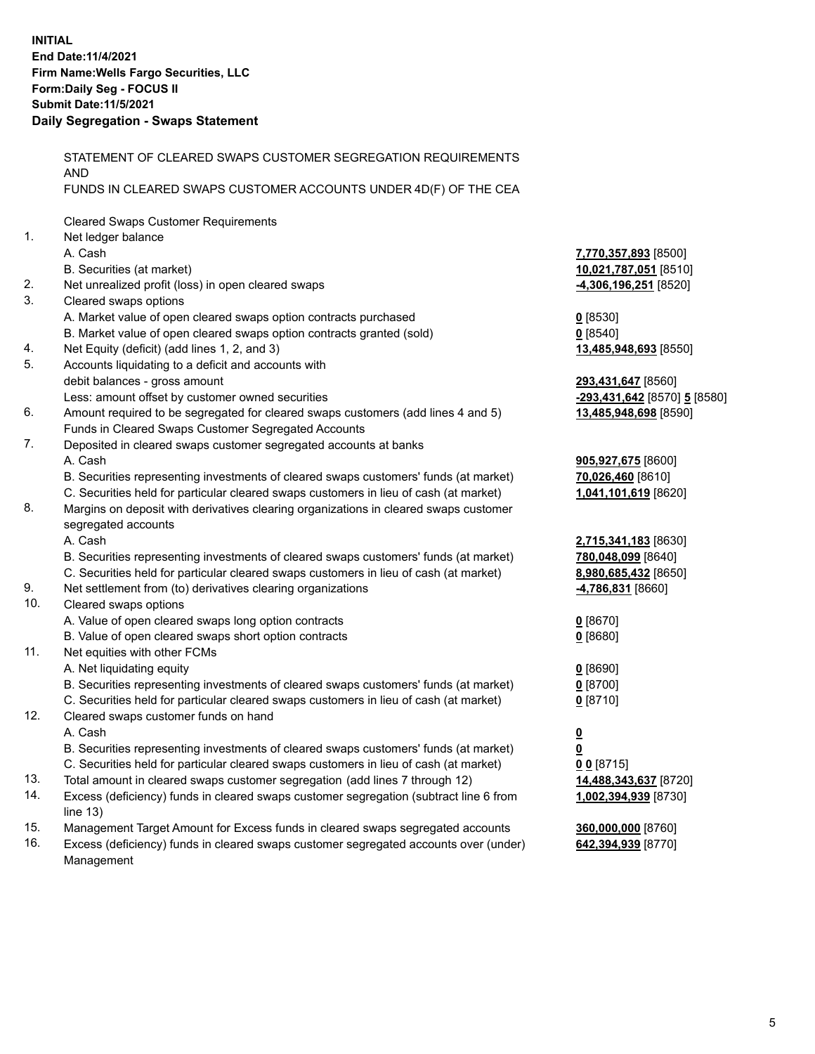**INITIAL**
**End Date:11/4/2021**
**Firm Name:Wells Fargo Securities, LLC**
**Form:Daily Seg - FOCUS II**
**Submit Date:11/5/2021**
**Daily Segregation - Swaps Statement**

STATEMENT OF CLEARED SWAPS CUSTOMER SEGREGATION REQUIREMENTS AND
FUNDS IN CLEARED SWAPS CUSTOMER ACCOUNTS UNDER 4D(F) OF THE CEA

| | | |
|---|---|---|
| | Cleared Swaps Customer Requirements | |
| 1. | Net ledger balance | |
| | A. Cash | **7,770,357,893** [8500] |
| | B. Securities (at market) | **10,021,787,051** [8510] |
| 2. | Net unrealized profit (loss) in open cleared swaps | **-4,306,196,251** [8520] |
| 3. | Cleared swaps options | |
| | A. Market value of open cleared swaps option contracts purchased | **0** [8530] |
| | B. Market value of open cleared swaps option contracts granted (sold) | **0** [8540] |
| 4. | Net Equity (deficit) (add lines 1, 2, and 3) | **13,485,948,693** [8550] |
| 5. | Accounts liquidating to a deficit and accounts with debit balances - gross amount | **293,431,647** [8560] |
| | Less: amount offset by customer owned securities | **-293,431,642** [8570] **5** [8580] |
| 6. | Amount required to be segregated for cleared swaps customers (add lines 4 and 5) | **13,485,948,698** [8590] |
| | Funds in Cleared Swaps Customer Segregated Accounts | |
| 7. | Deposited in cleared swaps customer segregated accounts at banks | |
| | A. Cash | **905,927,675** [8600] |
| | B. Securities representing investments of cleared swaps customers' funds (at market) | **70,026,460** [8610] |
| | C. Securities held for particular cleared swaps customers in lieu of cash (at market) | **1,041,101,619** [8620] |
| 8. | Margins on deposit with derivatives clearing organizations in cleared swaps customer segregated accounts | |
| | A. Cash | **2,715,341,183** [8630] |
| | B. Securities representing investments of cleared swaps customers' funds (at market) | **780,048,099** [8640] |
| | C. Securities held for particular cleared swaps customers in lieu of cash (at market) | **8,980,685,432** [8650] |
| 9. | Net settlement from (to) derivatives clearing organizations | **-4,786,831** [8660] |
| 10. | Cleared swaps options | |
| | A. Value of open cleared swaps long option contracts | **0** [8670] |
| | B. Value of open cleared swaps short option contracts | **0** [8680] |
| 11. | Net equities with other FCMs | |
| | A. Net liquidating equity | **0** [8690] |
| | B. Securities representing investments of cleared swaps customers' funds (at market) | **0** [8700] |
| | C. Securities held for particular cleared swaps customers in lieu of cash (at market) | **0** [8710] |
| 12. | Cleared swaps customer funds on hand | |
| | A. Cash | **0** |
| | B. Securities representing investments of cleared swaps customers' funds (at market) | **0** |
| | C. Securities held for particular cleared swaps customers in lieu of cash (at market) | **0** **0** [8715] |
| 13. | Total amount in cleared swaps customer segregation (add lines 7 through 12) | **14,488,343,637** [8720] |
| 14. | Excess (deficiency) funds in cleared swaps customer segregation (subtract line 6 from line 13) | **1,002,394,939** [8730] |
| 15. | Management Target Amount for Excess funds in cleared swaps segregated accounts | **360,000,000** [8760] |
| 16. | Excess (deficiency) funds in cleared swaps customer segregated accounts over (under) Management | **642,394,939** [8770] |